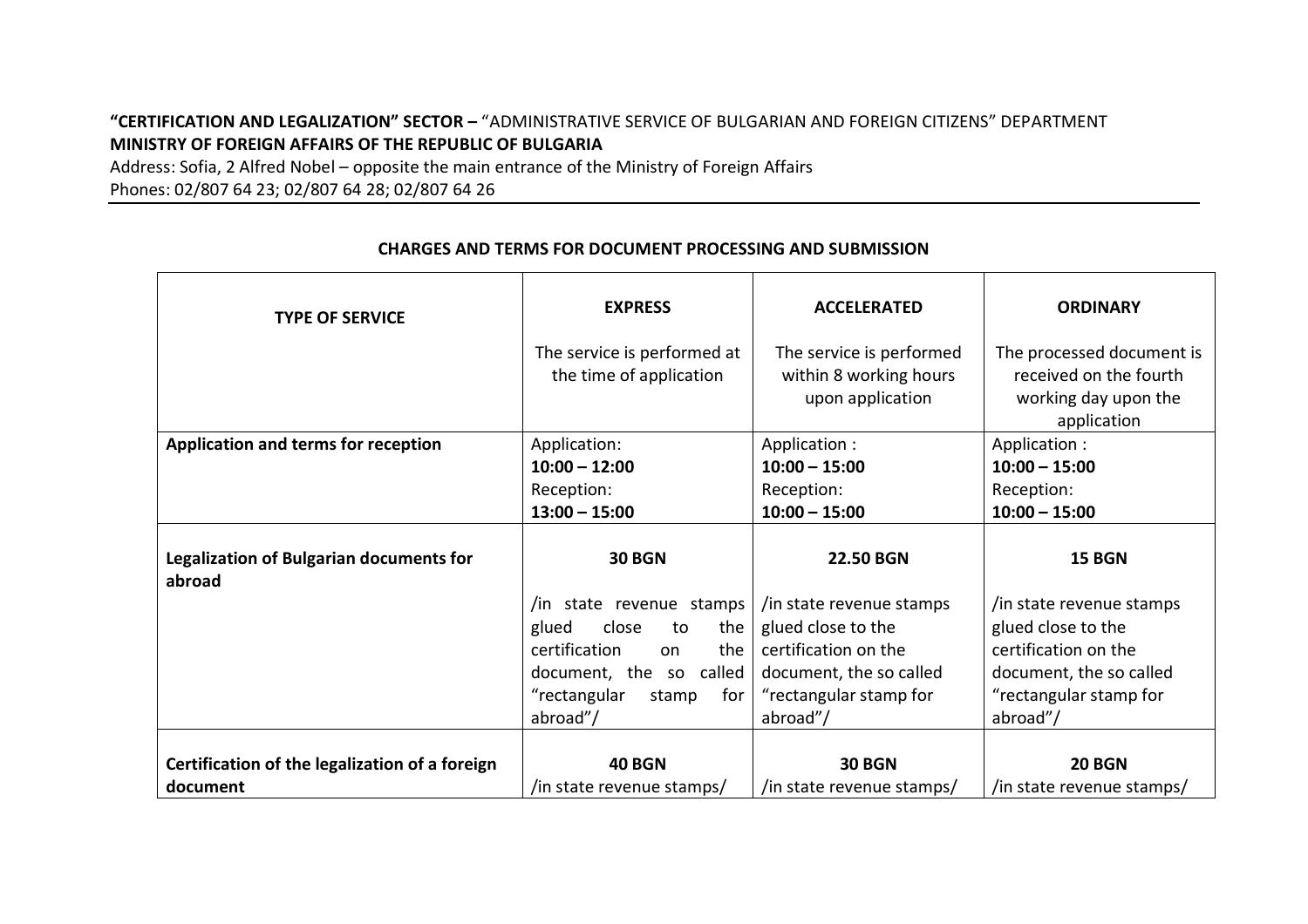**"CERTIFICATION AND LEGALIZATION" SECTOR –** "ADMINISTRATIVE SERVICE OF BULGARIAN AND FOREIGN CITIZENS" DEPARTMENT
**MINISTRY OF FOREIGN AFFAIRS OF THE REPUBLIC OF BULGARIA**
Address: Sofia, 2 Alfred Nobel – opposite the main entrance of the Ministry of Foreign Affairs
Phones: 02/807 64 23; 02/807 64 28; 02/807 64 26

**CHARGES AND TERMS FOR DOCUMENT PROCESSING AND SUBMISSION**

| **TYPE OF SERVICE** | **EXPRESS** The service is performed at the time of application | **ACCELERATED** The service is performed within 8 working hours upon application | **ORDINARY** The processed document is received on the fourth working day upon the application |
| --- | --- | --- | --- |
| **Application and terms for reception** | Application: **10:00 – 12:00** Reception: **13:00 – 15:00** | Application : **10:00 – 15:00** Reception: **10:00 – 15:00** | Application : **10:00 – 15:00** Reception: **10:00 – 15:00** |
| **Legalization of Bulgarian documents for abroad** | **30 BGN** /in state revenue stamps glued close to the certification on the document, the so called "rectangular stamp for abroad"/ | **22.50 BGN** /in state revenue stamps glued close to the certification on the document, the so called "rectangular stamp for abroad"/ | **15 BGN** /in state revenue stamps glued close to the certification on the document, the so called "rectangular stamp for abroad"/ |
| **Certification of the legalization of a foreign document** | **40 BGN** /in state revenue stamps/ | **30 BGN** /in state revenue stamps/ | **20 BGN** /in state revenue stamps/ |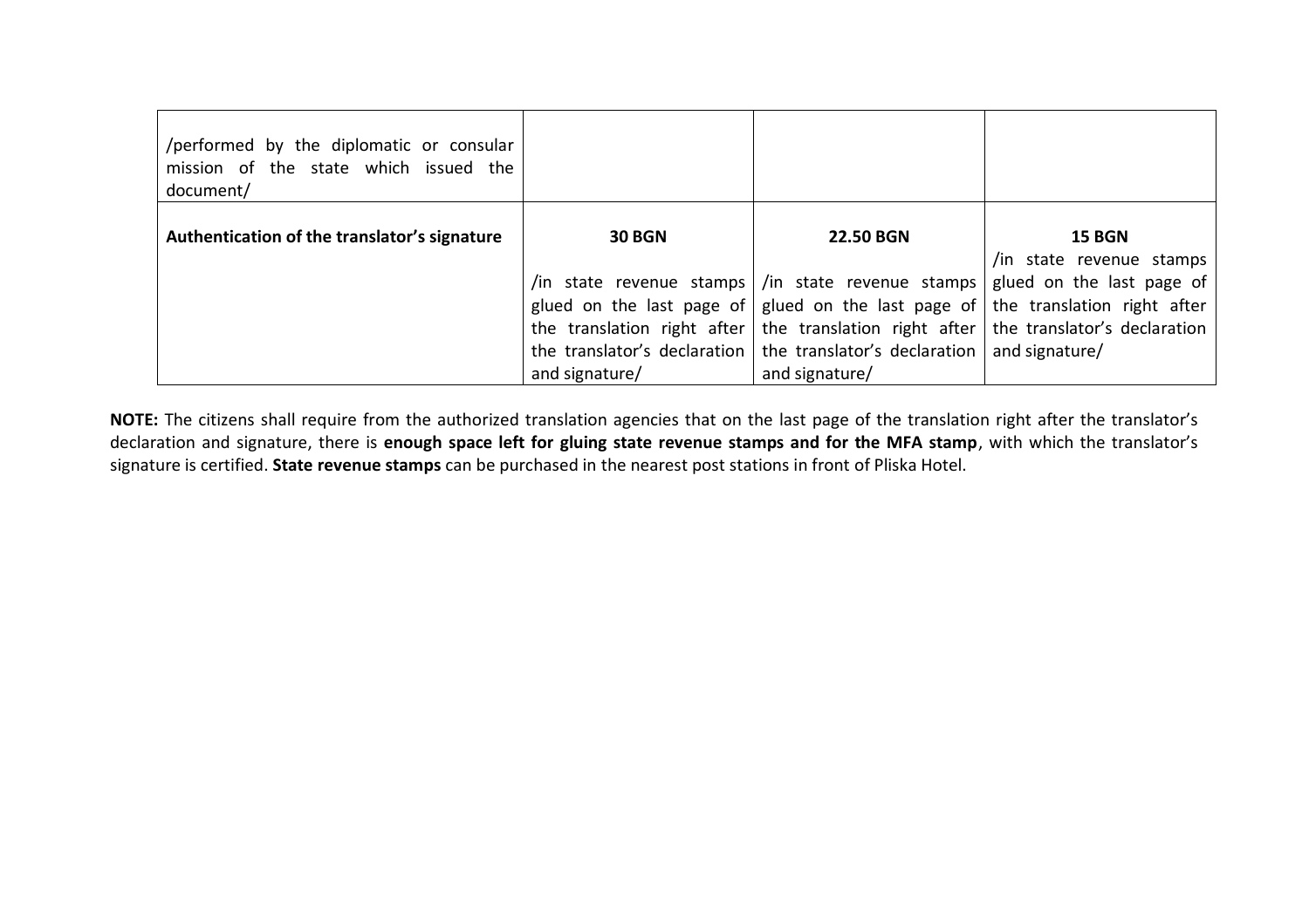| | | | |
|---|---|---|---|
| /performed by the diplomatic or consular mission of the state which issued the document/ | | | |
| **Authentication of the translator's signature** | **30 BGN**<br><br>/in state revenue stamps glued on the last page of the translation right after the translator's declaration and signature/ | **22.50 BGN**<br><br>/in state revenue stamps glued on the last page of the translation right after the translator's declaration and signature/ | **15 BGN**<br>/in state revenue stamps glued on the last page of the translation right after the translator's declaration and signature/ |

**NOTE:** The citizens shall require from the authorized translation agencies that on the last page of the translation right after the translator's declaration and signature, there is **enough space left for gluing state revenue stamps and for the MFA stamp**, with which the translator's signature is certified. **State revenue stamps** can be purchased in the nearest post stations in front of Pliska Hotel.